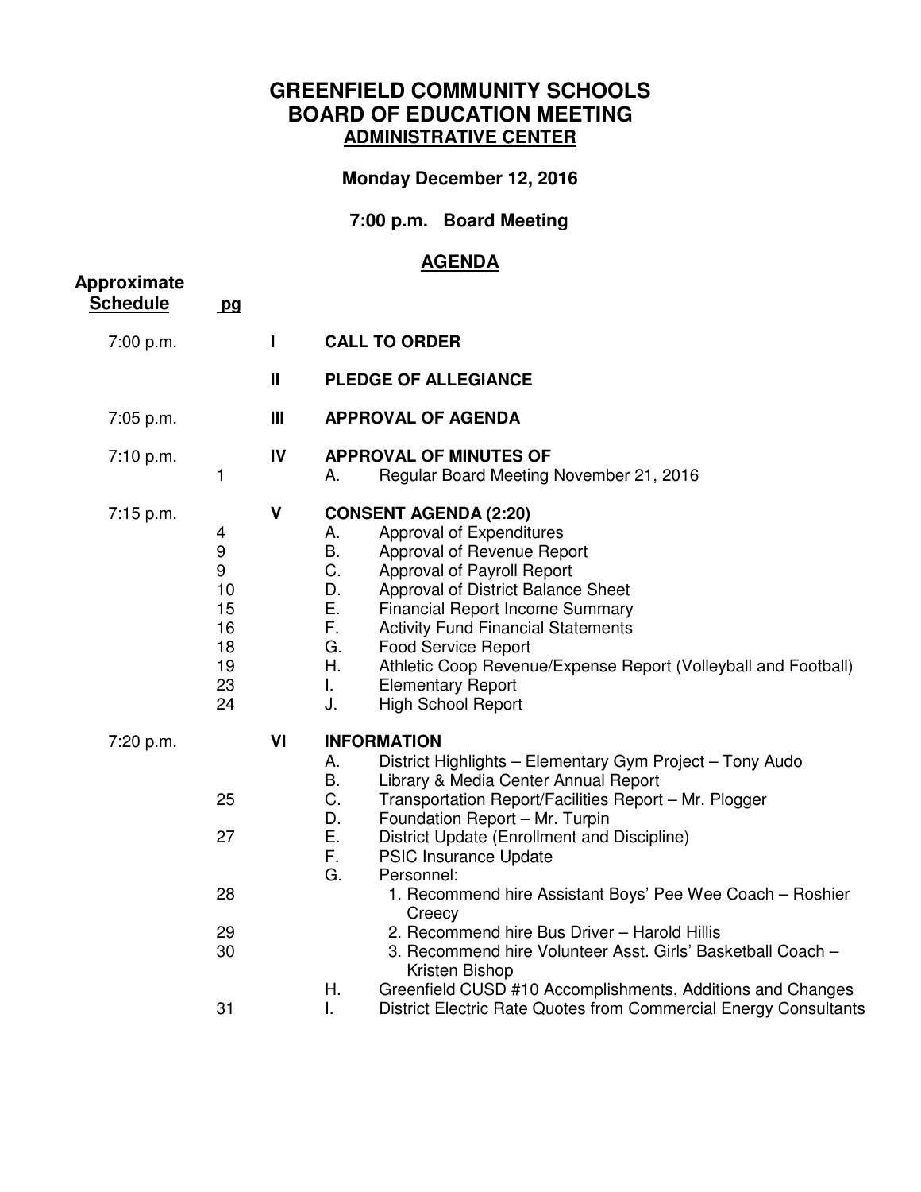# GREENFIELD COMMUNITY SCHOOLS
# BOARD OF EDUCATION MEETING
## ADMINISTRATIVE CENTER

**Monday December 12, 2016**

**7:00 p.m. Board Meeting**

## AGENDA

| Approximate Schedule | pg | | | |
|---|---|---|---|---|
| 7:00 p.m. | | I | | **CALL TO ORDER** |
| | | II | | **PLEDGE OF ALLEGIANCE** |
| 7:05 p.m. | | III | | **APPROVAL OF AGENDA** |
| 7:10 p.m. | | IV | | **APPROVAL OF MINUTES OF** |
| | 1 | | A. | Regular Board Meeting November 21, 2016 |
| 7:15 p.m. | | V | | **CONSENT AGENDA (2:20)** |
| | 4 | | A. | Approval of Expenditures |
| | 9 | | B. | Approval of Revenue Report |
| | 9 | | C. | Approval of Payroll Report |
| | 10 | | D. | Approval of District Balance Sheet |
| | 15 | | E. | Financial Report Income Summary |
| | 16 | | F. | Activity Fund Financial Statements |
| | 18 | | G. | Food Service Report |
| | 19 | | H. | Athletic Coop Revenue/Expense Report (Volleyball and Football) |
| | 23 | | I. | Elementary Report |
| | 24 | | J. | High School Report |
| 7:20 p.m. | | VI | | **INFORMATION** |
| | | | A. | District Highlights – Elementary Gym Project – Tony Audo |
| | | | B. | Library & Media Center Annual Report |
| | 25 | | C. | Transportation Report/Facilities Report – Mr. Plogger |
| | | | D. | Foundation Report – Mr. Turpin |
| | 27 | | E. | District Update (Enrollment and Discipline) |
| | | | F. | PSIC Insurance Update |
| | | | G. | Personnel: |
| | 28 | | | 1. Recommend hire Assistant Boys' Pee Wee Coach – Roshier Creecy |
| | 29 | | | 2. Recommend hire Bus Driver – Harold Hillis |
| | 30 | | | 3. Recommend hire Volunteer Asst. Girls' Basketball Coach – Kristen Bishop |
| | | | H. | Greenfield CUSD #10 Accomplishments, Additions and Changes |
| | 31 | | I. | District Electric Rate Quotes from Commercial Energy Consultants |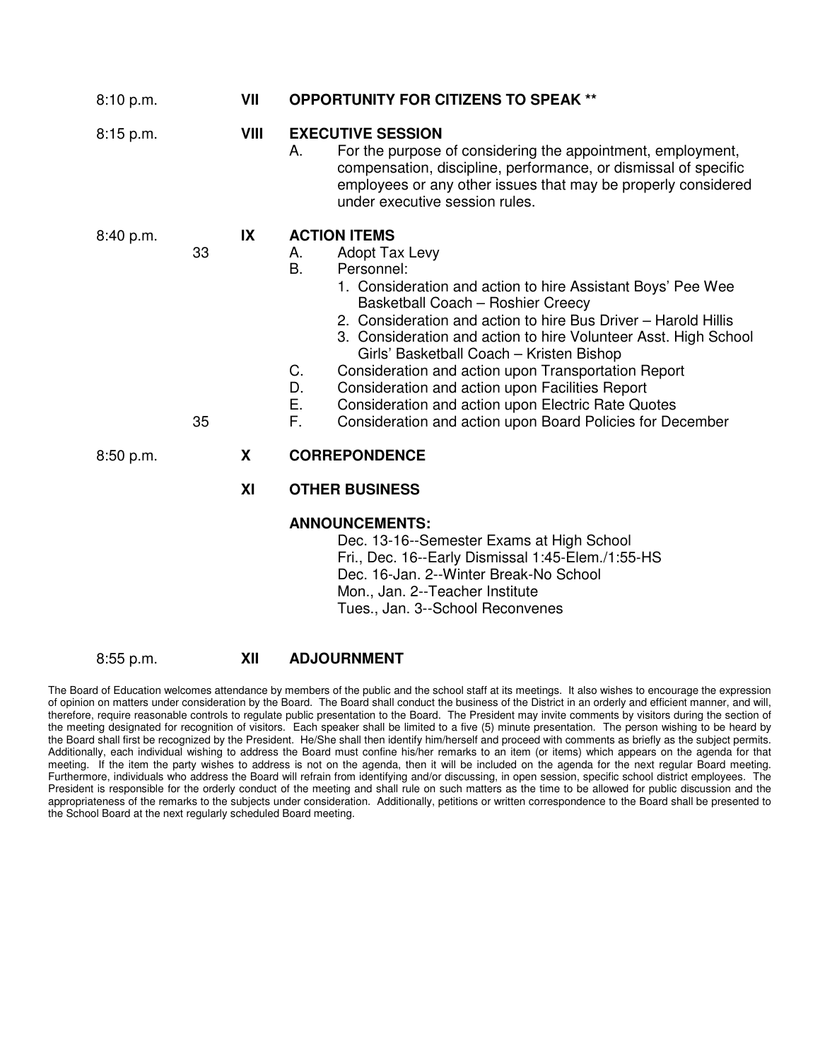8:10 p.m. **VII** **OPPORTUNITY FOR CITIZENS TO SPEAK ****

8:15 p.m. **VIII** **EXECUTIVE SESSION**

A. For the purpose of considering the appointment, employment, compensation, discipline, performance, or dismissal of specific employees or any other issues that may be properly considered under executive session rules.

8:40 p.m. **IX** **ACTION ITEMS**

33 A. Adopt Tax Levy

B. Personnel:
1. Consideration and action to hire Assistant Boys' Pee Wee Basketball Coach – Roshier Creecy
2. Consideration and action to hire Bus Driver – Harold Hillis
3. Consideration and action to hire Volunteer Asst. High School Girls' Basketball Coach – Kristen Bishop

C. Consideration and action upon Transportation Report

D. Consideration and action upon Facilities Report

E. Consideration and action upon Electric Rate Quotes

35 F. Consideration and action upon Board Policies for December

8:50 p.m. **X** **CORREPONDENCE**

**XI** **OTHER BUSINESS**

**ANNOUNCEMENTS:**

Dec. 13-16--Semester Exams at High School
Fri., Dec. 16--Early Dismissal 1:45-Elem./1:55-HS
Dec. 16-Jan. 2--Winter Break-No School
Mon., Jan. 2--Teacher Institute
Tues., Jan. 3--School Reconvenes

8:55 p.m. **XII** **ADJOURNMENT**

The Board of Education welcomes attendance by members of the public and the school staff at its meetings. It also wishes to encourage the expression of opinion on matters under consideration by the Board. The Board shall conduct the business of the District in an orderly and efficient manner, and will, therefore, require reasonable controls to regulate public presentation to the Board. The President may invite comments by visitors during the section of the meeting designated for recognition of visitors. Each speaker shall be limited to a five (5) minute presentation. The person wishing to be heard by the Board shall first be recognized by the President. He/She shall then identify him/herself and proceed with comments as briefly as the subject permits. Additionally, each individual wishing to address the Board must confine his/her remarks to an item (or items) which appears on the agenda for that meeting. If the item the party wishes to address is not on the agenda, then it will be included on the agenda for the next regular Board meeting. Furthermore, individuals who address the Board will refrain from identifying and/or discussing, in open session, specific school district employees. The President is responsible for the orderly conduct of the meeting and shall rule on such matters as the time to be allowed for public discussion and the appropriateness of the remarks to the subjects under consideration. Additionally, petitions or written correspondence to the Board shall be presented to the School Board at the next regularly scheduled Board meeting.